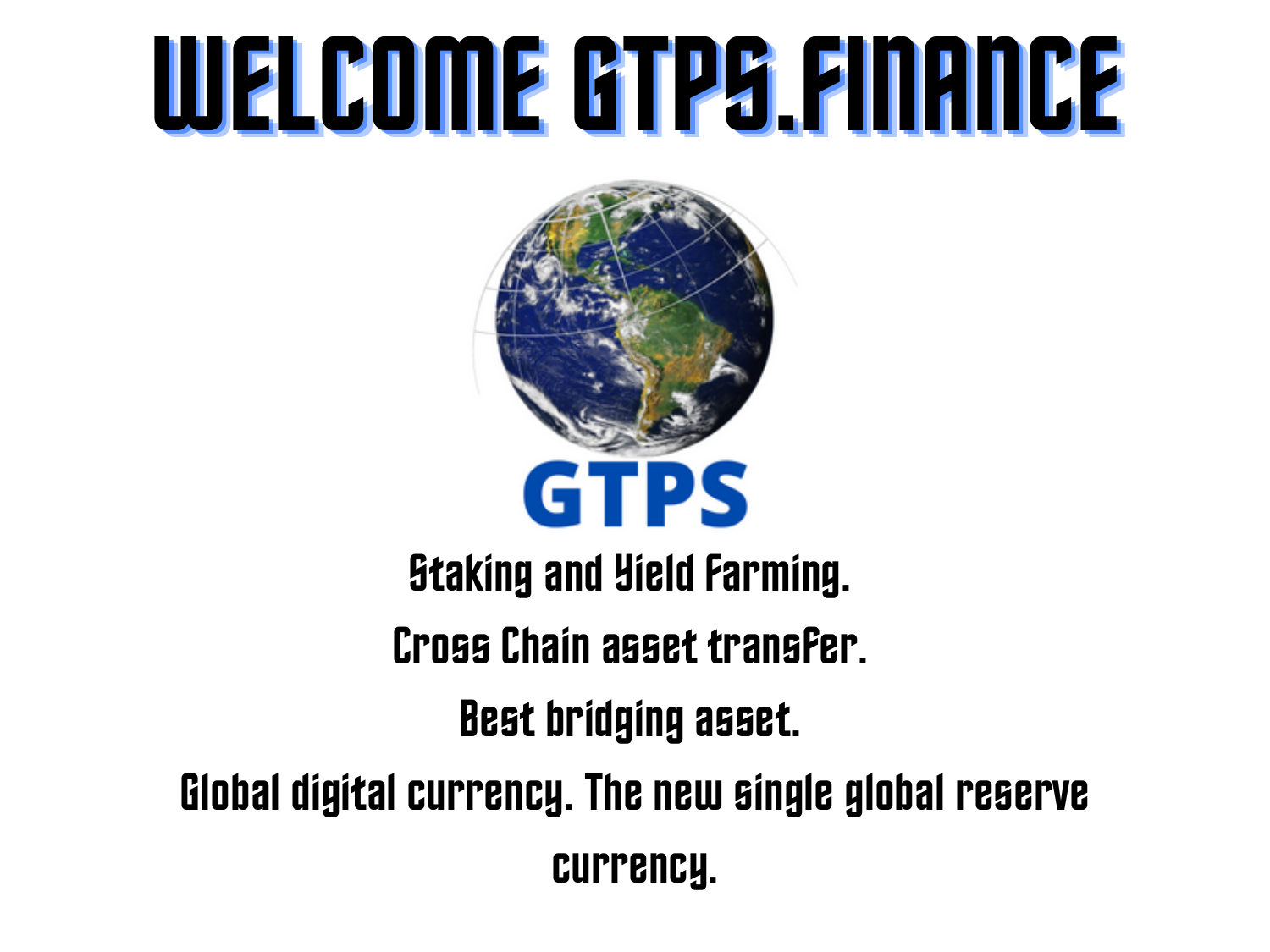# WELCOME GTPS.FINANCE

GTPS

Staking and Yield Farming.

Cross Chain asset transfer.

Best bridging asset.

Global digital currency. The new single global reserve currency.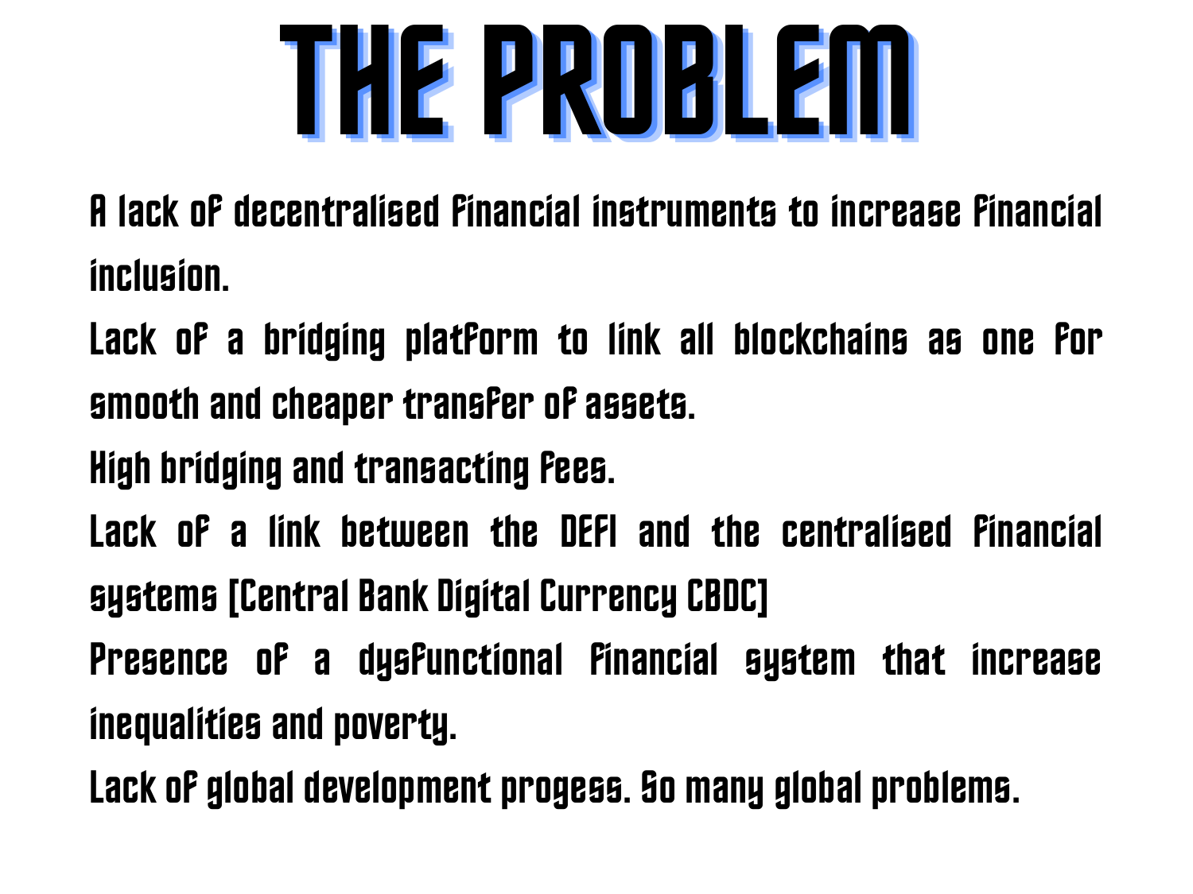# THE PROBLEM

A lack of decentralised financial instruments to increase financial inclusion.

Lack of a bridging platform to link all blockchains as one for smooth and cheaper transfer of assets.

High bridging and transacting fees.

Lack of a link between the DEFI and the centralised financial systems [Central Bank Digital Currency CBDC]

Presence of a dysfunctional financial system that increase inequalities and poverty.

Lack of global development progess. So many global problems.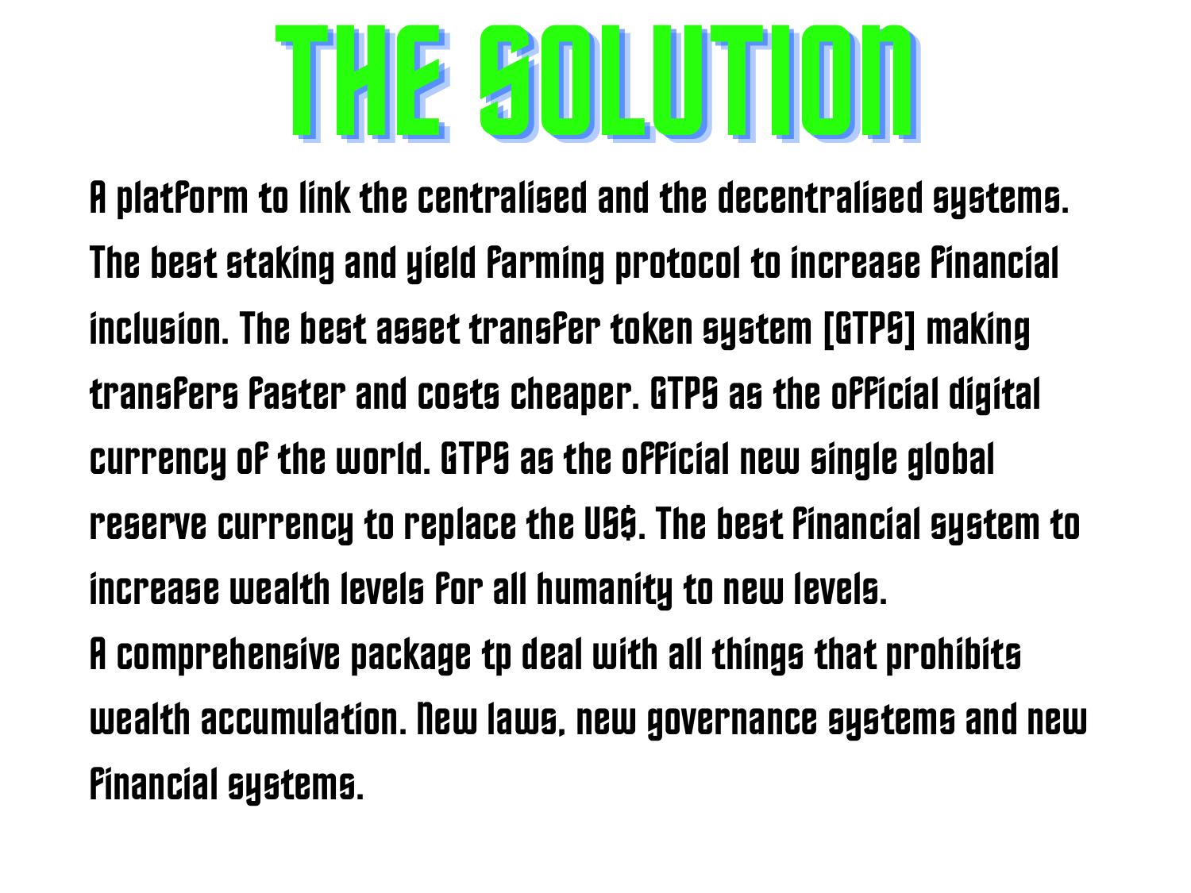# THE SOLUTION

A platform to link the centralised and the decentralised systems. The best staking and yield farming protocol to increase financial inclusion. The best asset transfer token system [GTPS] making transfers faster and costs cheaper. GTPS as the official digital currency of the world. GTPS as the official new single global reserve currency to replace the US$. The best financial system to increase wealth levels for all humanity to new levels.
A comprehensive package tp deal with all things that prohibits wealth accumulation. New laws, new governance systems and new financial systems.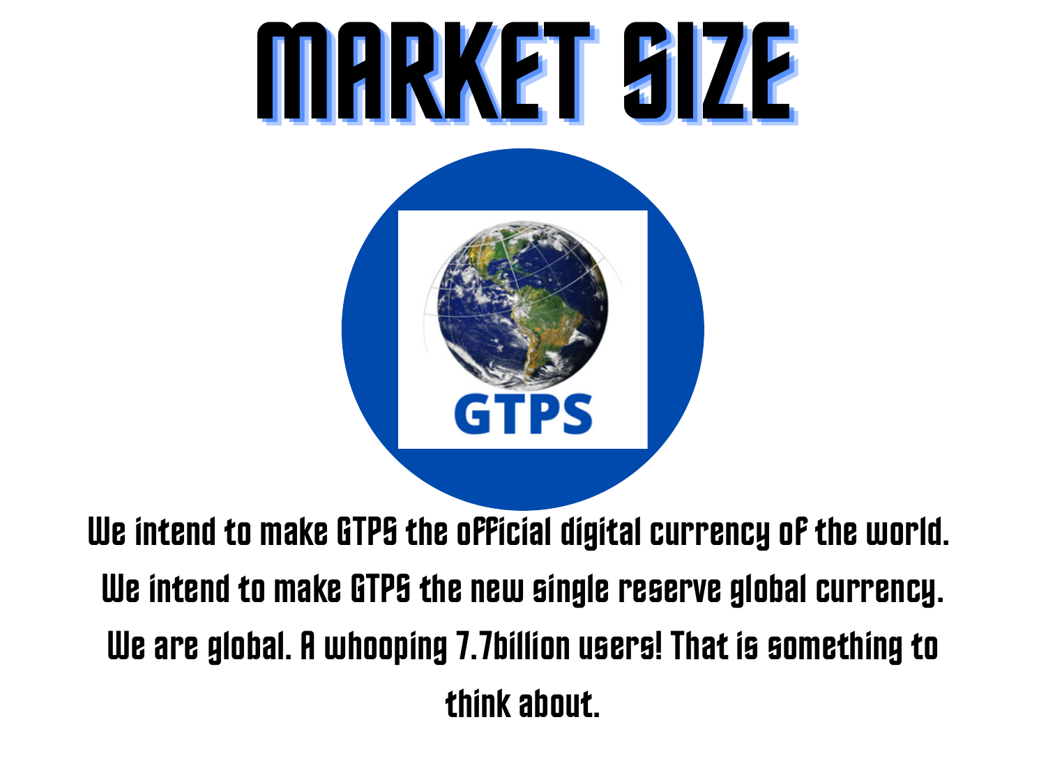# MARKET SIZE

We intend to make GTPS the official digital currency of the world.

We intend to make GTPS the new single reserve global currency.

We are global. A whooping 7.7billion users! That is something to think about.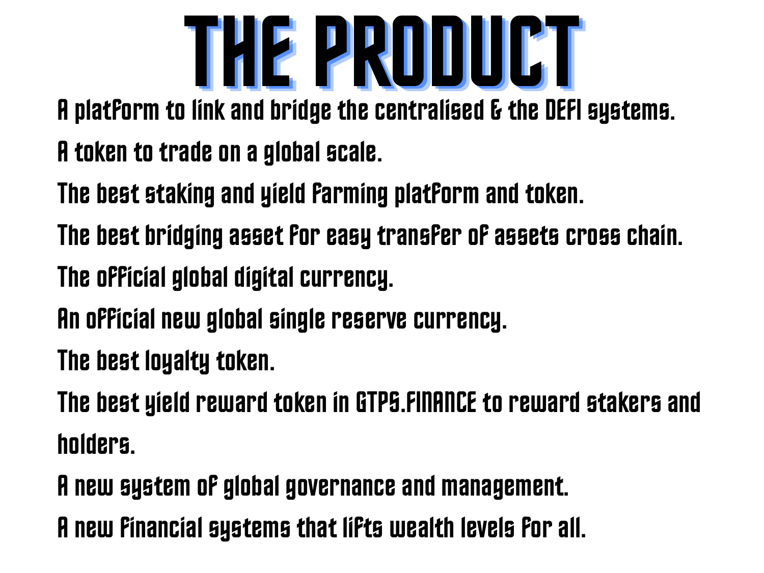# THE PRODUCT

A platform to link and bridge the centralised & the DEFI systems.

A token to trade on a global scale.

The best staking and yield farming platform and token.

The best bridging asset for easy transfer of assets cross chain.

The official global digital currency.

An official new global single reserve currency.

The best loyalty token.

The best yield reward token in GTPS.FINANCE to reward stakers and holders.

A new system of global governance and management.

A new financial systems that lifts wealth levels for all.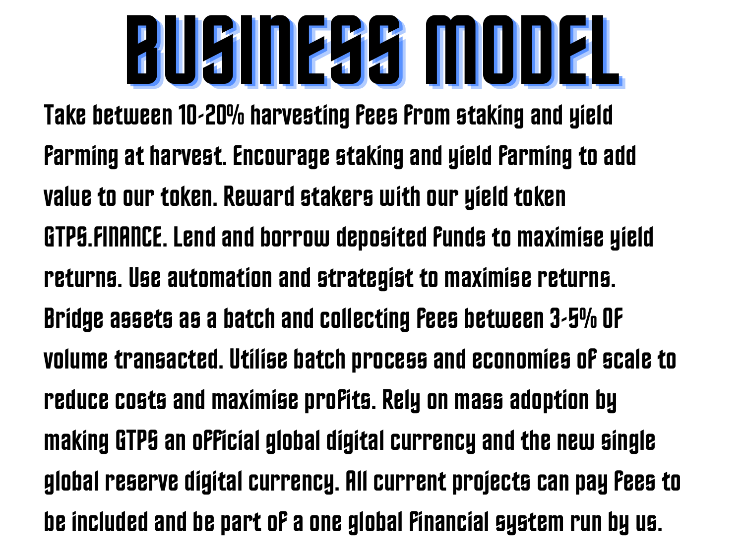# BUSINESS MODEL

Take between 10-20% harvesting fees from staking and yield farming at harvest. Encourage staking and yield farming to add value to our token. Reward stakers with our yield token GTPS.FINANCE. Lend and borrow deposited funds to maximise yield returns. Use automation and strategist to maximise returns. Bridge assets as a batch and collecting fees between 3-5% OF volume transacted. Utilise batch process and economies of scale to reduce costs and maximise profits. Rely on mass adoption by making GTPS an official global digital currency and the new single global reserve digital currency. All current projects can pay fees to be included and be part of a one global financial system run by us.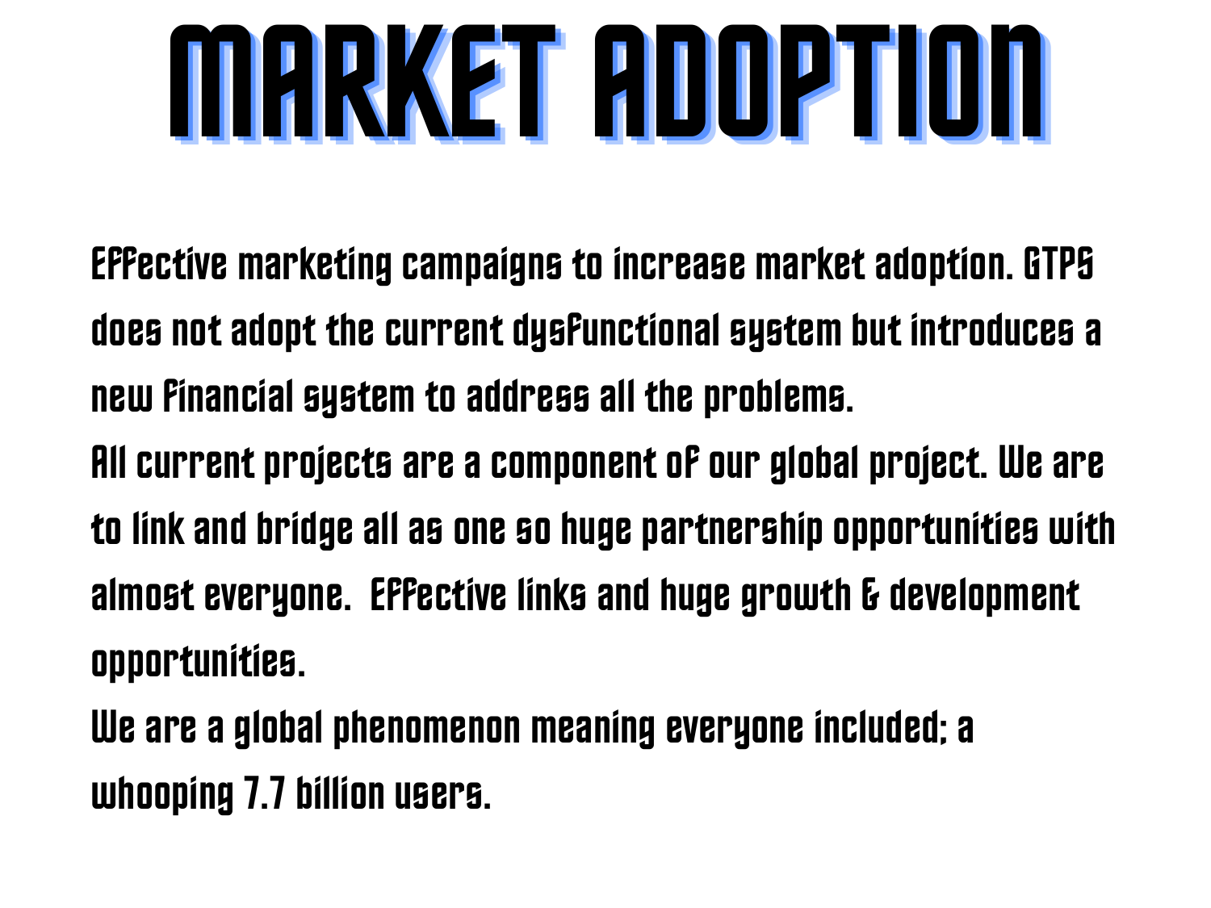# MARKET ADOPTION

Effective marketing campaigns to increase market adoption. GTPS does not adopt the current dysfunctional system but introduces a new financial system to address all the problems.

All current projects are a component of our global project. We are to link and bridge all as one so huge partnership opportunities with almost everyone. Effective links and huge growth & development opportunities.

We are a global phenomenon meaning everyone included; a whooping 7.7 billion users.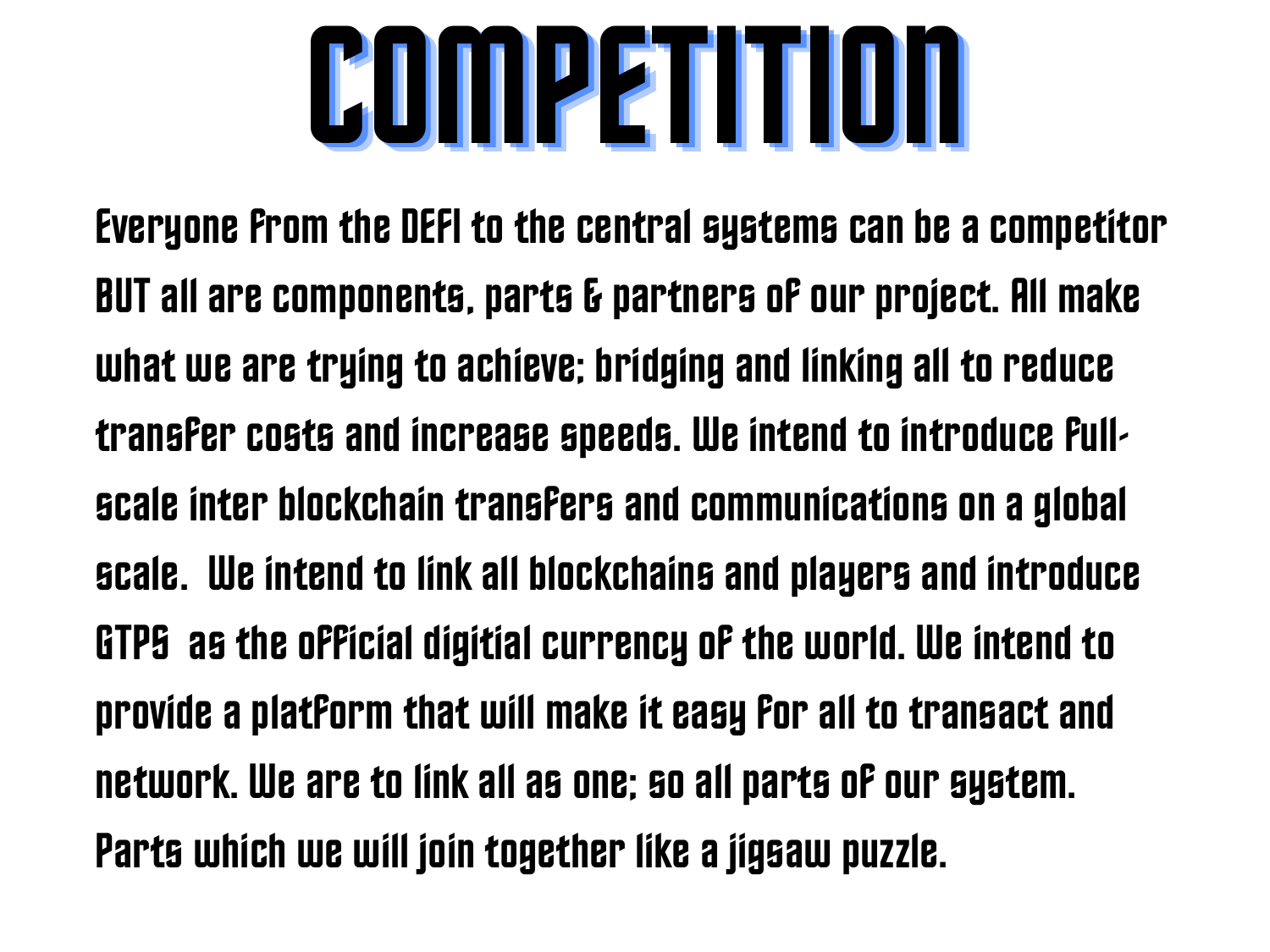# COMPETITION

Everyone from the DEFI to the central systems can be a competitor BUT all are components, parts & partners of our project. All make what we are trying to achieve; bridging and linking all to reduce transfer costs and increase speeds. We intend to introduce full-scale inter blockchain transfers and communications on a global scale.  We intend to link all blockchains and players and introduce GTPS  as the official digitial currency of the world. We intend to provide a platform that will make it easy for all to transact and network. We are to link all as one; so all parts of our system. Parts which we will join together like a jigsaw puzzle.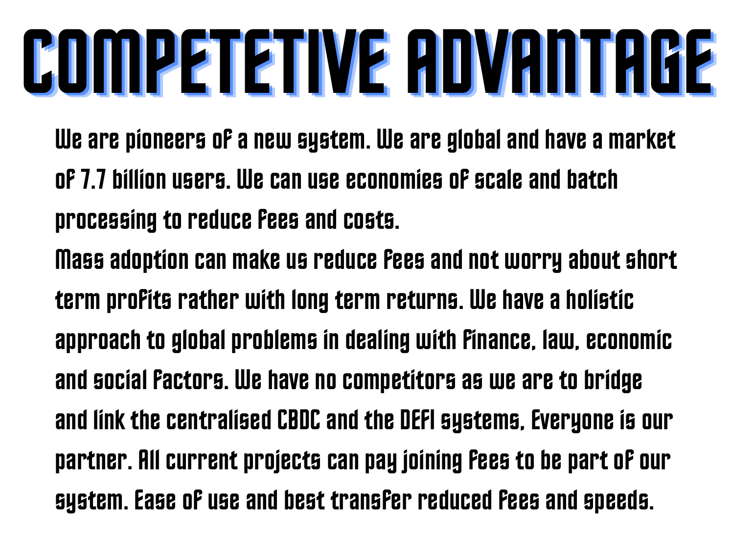# COMPETETIVE ADVANTAGE

We are pioneers of a new system. We are global and have a market of 7.7 billion users. We can use economies of scale and batch processing to reduce fees and costs.

Mass adoption can make us reduce fees and not worry about short term profits rather with long term returns. We have a holistic approach to global problems in dealing with finance, law, economic and social factors. We have no competitors as we are to bridge and link the centralised CBDC and the DEFI systems, Everyone is our partner. All current projects can pay joining fees to be part of our system. Ease of use and best transfer reduced fees and speeds.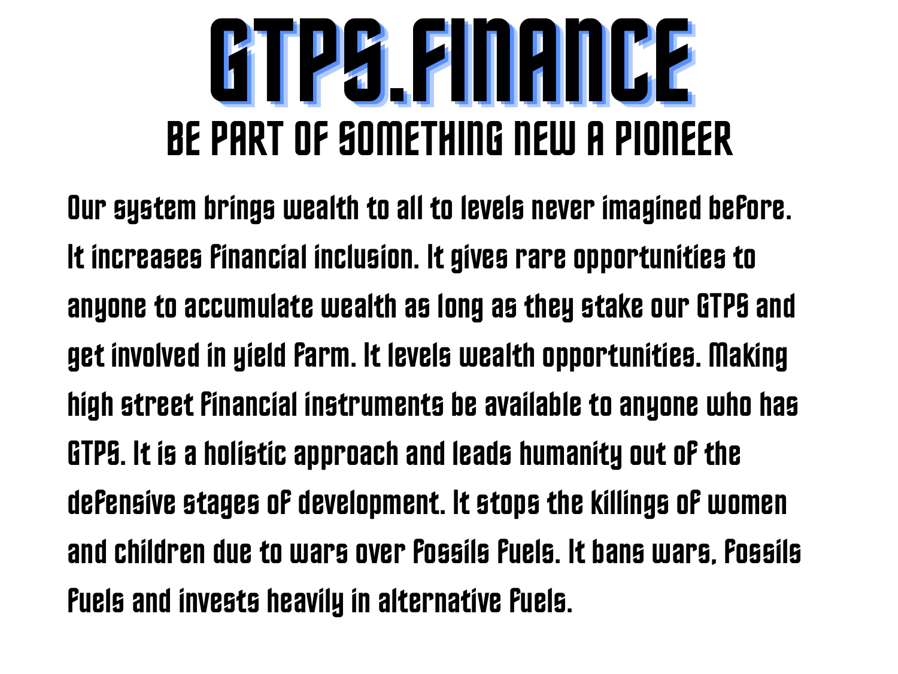# GTPS.FINANCE

## BE PART OF SOMETHING NEW A PIONEER

Our system brings wealth to all to levels never imagined before. It increases financial inclusion. It gives rare opportunities to anyone to accumulate wealth as long as they stake our GTPS and get involved in yield farm. It levels wealth opportunities. Making high street financial instruments be available to anyone who has GTPS. It is a holistic approach and leads humanity out of the defensive stages of development. It stops the killings of women and children due to wars over fossils fuels. It bans wars, fossils fuels and invests heavily in alternative fuels.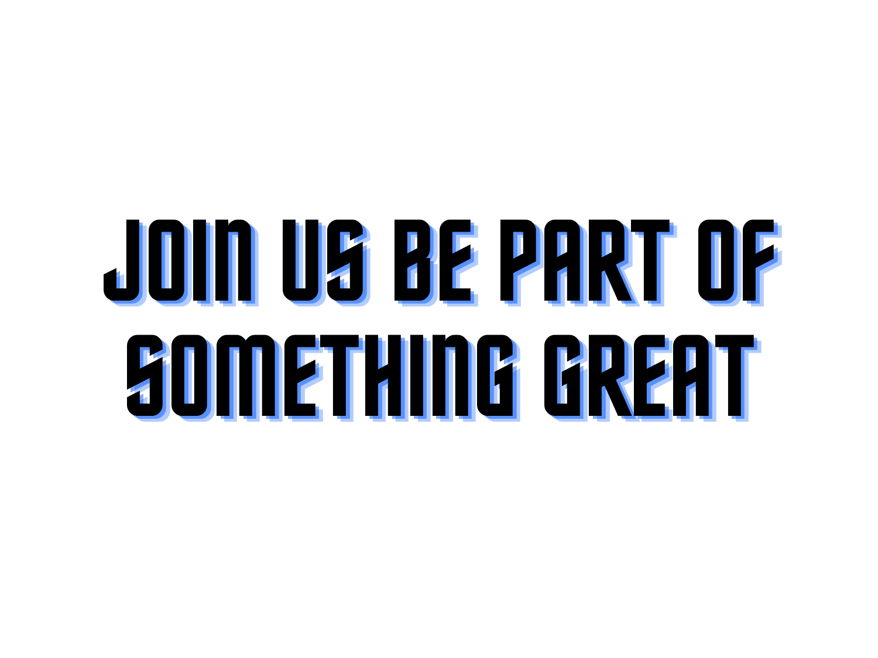# JOIN US BE PART OF SOMETHING GREAT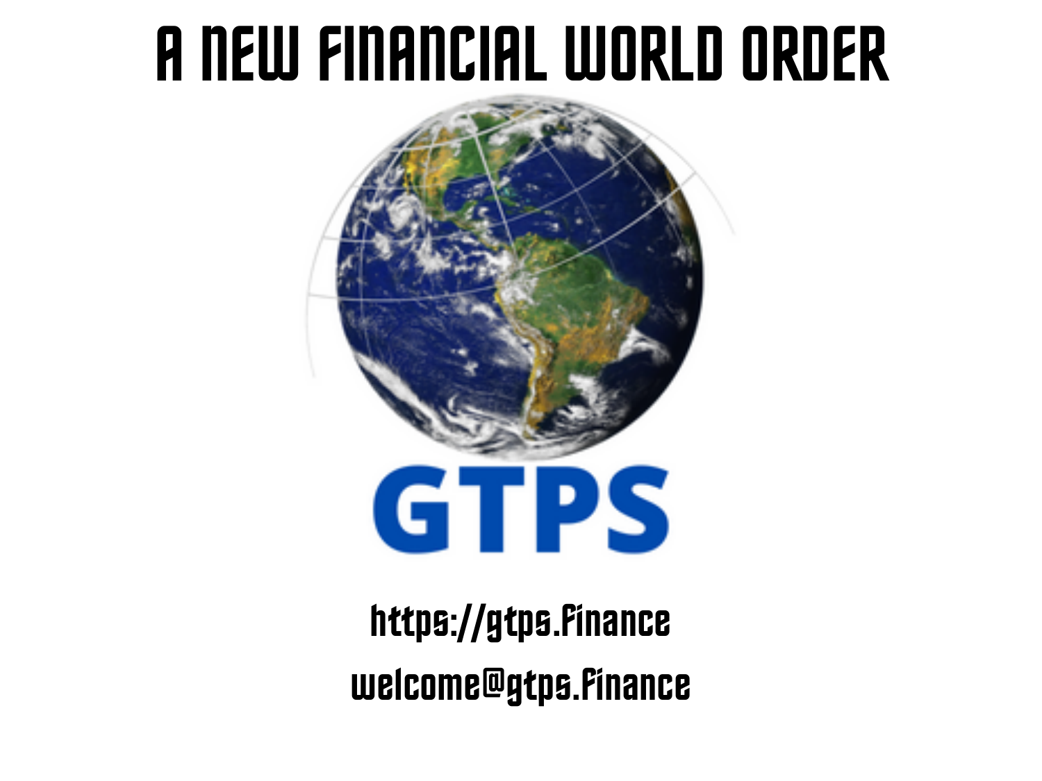# A NEW FINANCIAL WORLD ORDER

GTPS

https://gtps.finance

welcome@gtps.finance